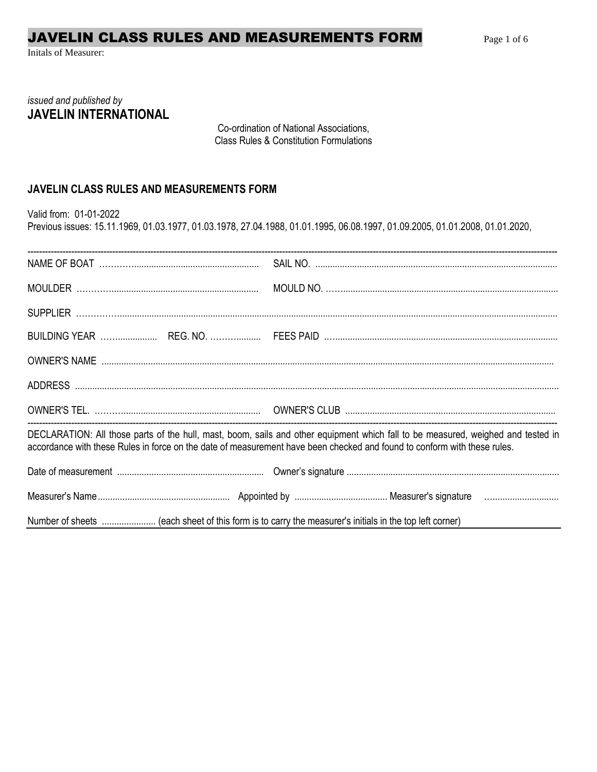# JAVELIN CLASS RULES AND MEASUREMENTS FORM

Initals of Measurer:

*issued and published by*
**JAVELIN INTERNATIONAL**

Co-ordination of National Associations,
Class Rules & Constitution Formulations

**JAVELIN CLASS RULES AND MEASUREMENTS FORM**

Valid from: 01-01-2022
Previous issues: 15.11.1969, 01.03.1977, 01.03.1978, 27.04.1988, 01.01.1995, 06.08.1997, 01.09.2005, 01.01.2008, 01.01.2020,

---

NAME OF BOAT ………................................................. SAIL NO. ..................................................................................................

MOULDER ………......................................................... MOULD NO. ……......................................................................................

SUPPLIER ……………..................................................................................................................................................................

BUILDING YEAR ……................ REG. NO. ……….......... FEES PAID …..........................................................................................

OWNER'S NAME .........................................................................................................................................................................

ADDRESS ....................................................................................................................................................................................

OWNER'S TEL. ……….................................................... OWNER'S CLUB ......................................................................................

---

DECLARATION: All those parts of the hull, mast, boom, sails and other equipment which fall to be measured, weighed and tested in accordance with these Rules in force on the date of measurement have been checked and found to conform with these rules.

Date of measurement ........................................................... Owner's signature .......................................................................................

Measurer's Name..................................................... Appointed by ...................................... Measurer's signature …..........................

Number of sheets ...................... (each sheet of this form is to carry the measurer's initials in the top left corner)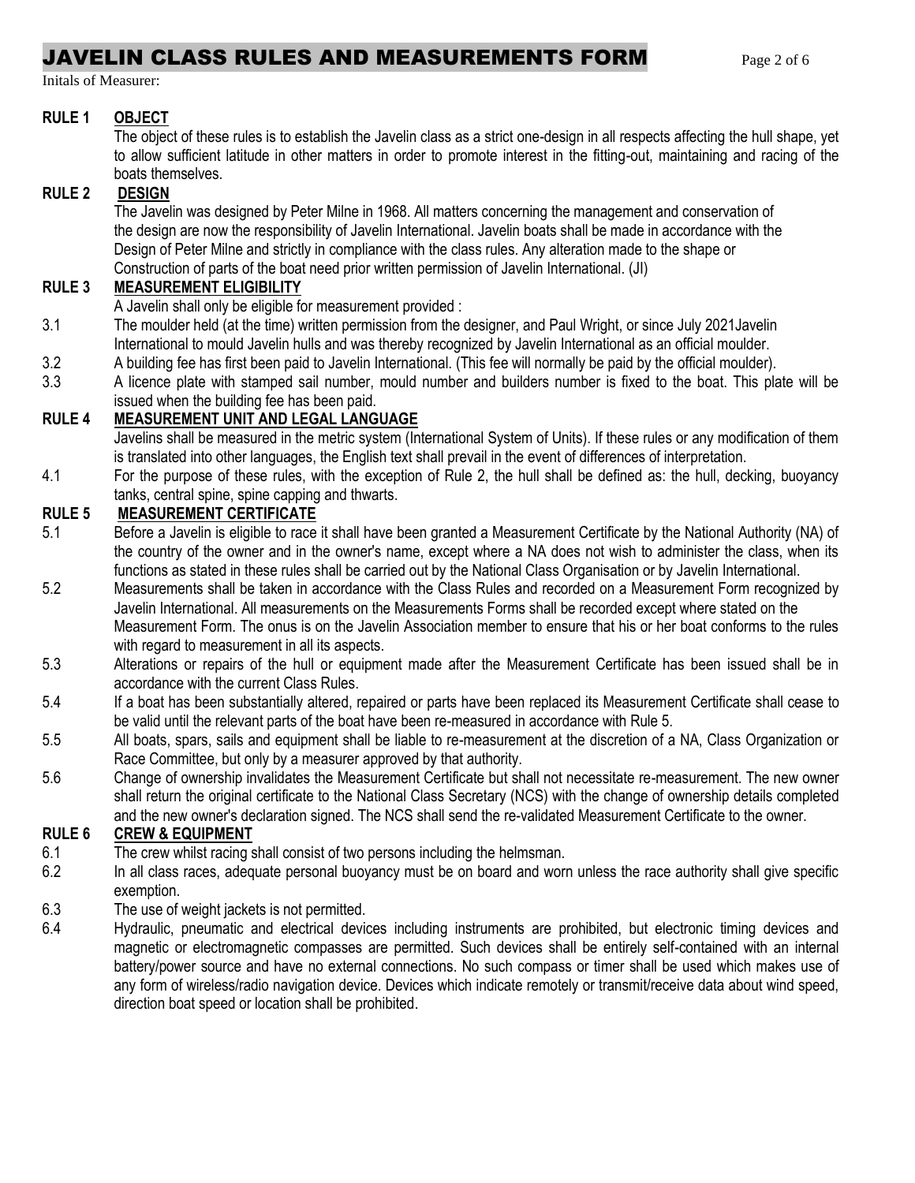Initals of Measurer:

## RULE 1 OBJECT

The object of these rules is to establish the Javelin class as a strict one-design in all respects affecting the hull shape, yet to allow sufficient latitude in other matters in order to promote interest in the fitting-out, maintaining and racing of the boats themselves.

## RULE 2 DESIGN

The Javelin was designed by Peter Milne in 1968. All matters concerning the management and conservation of the design are now the responsibility of Javelin International. Javelin boats shall be made in accordance with the Design of Peter Milne and strictly in compliance with the class rules. Any alteration made to the shape or Construction of parts of the boat need prior written permission of Javelin International. (JI)

## RULE 3 MEASUREMENT ELIGIBILITY

A Javelin shall only be eligible for measurement provided :

3.1 The moulder held (at the time) written permission from the designer, and Paul Wright, or since July 2021Javelin International to mould Javelin hulls and was thereby recognized by Javelin International as an official moulder.

3.2 A building fee has first been paid to Javelin International. (This fee will normally be paid by the official moulder).

3.3 A licence plate with stamped sail number, mould number and builders number is fixed to the boat. This plate will be issued when the building fee has been paid.

## RULE 4 MEASUREMENT UNIT AND LEGAL LANGUAGE

Javelins shall be measured in the metric system (International System of Units). If these rules or any modification of them is translated into other languages, the English text shall prevail in the event of differences of interpretation.

4.1 For the purpose of these rules, with the exception of Rule 2, the hull shall be defined as: the hull, decking, buoyancy tanks, central spine, spine capping and thwarts.

## RULE 5 MEASUREMENT CERTIFICATE

5.1 Before a Javelin is eligible to race it shall have been granted a Measurement Certificate by the National Authority (NA) of the country of the owner and in the owner's name, except where a NA does not wish to administer the class, when its functions as stated in these rules shall be carried out by the National Class Organisation or by Javelin International.

5.2 Measurements shall be taken in accordance with the Class Rules and recorded on a Measurement Form recognized by Javelin International. All measurements on the Measurements Forms shall be recorded except where stated on the Measurement Form. The onus is on the Javelin Association member to ensure that his or her boat conforms to the rules with regard to measurement in all its aspects.

5.3 Alterations or repairs of the hull or equipment made after the Measurement Certificate has been issued shall be in accordance with the current Class Rules.

5.4 If a boat has been substantially altered, repaired or parts have been replaced its Measurement Certificate shall cease to be valid until the relevant parts of the boat have been re-measured in accordance with Rule 5.

5.5 All boats, spars, sails and equipment shall be liable to re-measurement at the discretion of a NA, Class Organization or Race Committee, but only by a measurer approved by that authority.

5.6 Change of ownership invalidates the Measurement Certificate but shall not necessitate re-measurement. The new owner shall return the original certificate to the National Class Secretary (NCS) with the change of ownership details completed and the new owner's declaration signed. The NCS shall send the re-validated Measurement Certificate to the owner.

## RULE 6 CREW & EQUIPMENT

6.1 The crew whilst racing shall consist of two persons including the helmsman.

6.2 In all class races, adequate personal buoyancy must be on board and worn unless the race authority shall give specific exemption.

6.3 The use of weight jackets is not permitted.

6.4 Hydraulic, pneumatic and electrical devices including instruments are prohibited, but electronic timing devices and magnetic or electromagnetic compasses are permitted. Such devices shall be entirely self-contained with an internal battery/power source and have no external connections. No such compass or timer shall be used which makes use of any form of wireless/radio navigation device. Devices which indicate remotely or transmit/receive data about wind speed, direction boat speed or location shall be prohibited.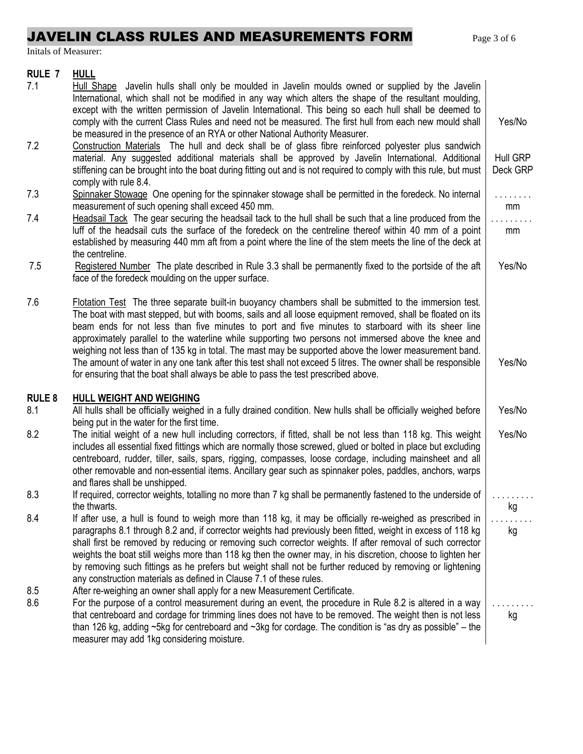# JAVELIN CLASS RULES AND MEASUREMENTS FORM

Initals of Measurer:

## RULE 7 HULL

| Rule | Text | Measurement |
|---|---|---|
| 7.1 | <u>Hull Shape</u> Javelin hulls shall only be moulded in Javelin moulds owned or supplied by the Javelin International, which shall not be modified in any way which alters the shape of the resultant moulding, except with the written permission of Javelin International. This being so each hull shall be deemed to comply with the current Class Rules and need not be measured. The first hull from each new mould shall be measured in the presence of an RYA or other National Authority Measurer. | Yes/No |
| 7.2 | <u>Construction Materials</u> The hull and deck shall be of glass fibre reinforced polyester plus sandwich material. Any suggested additional materials shall be approved by Javelin International. Additional stiffening can be brought into the boat during fitting out and is not required to comply with this rule, but must comply with rule 8.4. | Hull GRP Deck GRP |
| 7.3 | <u>Spinnaker Stowage</u> One opening for the spinnaker stowage shall be permitted in the foredeck. No internal measurement of such opening shall exceed 450 mm. | . . . . . . . . mm |
| 7.4 | <u>Headsail Tack</u> The gear securing the headsail tack to the hull shall be such that a line produced from the luff of the headsail cuts the surface of the foredeck on the centreline thereof within 40 mm of a point established by measuring 440 mm aft from a point where the line of the stem meets the line of the deck at the centreline. | . . . . . . . . . mm |
| 7.5 | <u>Registered Number</u> The plate described in Rule 3.3 shall be permanently fixed to the portside of the aft face of the foredeck moulding on the upper surface. | Yes/No |
| 7.6 | <u>Flotation Test</u> The three separate built-in buoyancy chambers shall be submitted to the immersion test. The boat with mast stepped, but with booms, sails and all loose equipment removed, shall be floated on its beam ends for not less than five minutes to port and five minutes to starboard with its sheer line approximately parallel to the waterline while supporting two persons not immersed above the knee and weighing not less than of 135 kg in total. The mast may be supported above the lower measurement band. The amount of water in any one tank after this test shall not exceed 5 litres. The owner shall be responsible for ensuring that the boat shall always be able to pass the test prescribed above. | Yes/No |

## RULE 8 HULL WEIGHT AND WEIGHING

| Rule | Text | Measurement |
|---|---|---|
| 8.1 | All hulls shall be officially weighed in a fully drained condition. New hulls shall be officially weighed before being put in the water for the first time. | Yes/No |
| 8.2 | The initial weight of a new hull including correctors, if fitted, shall be not less than 118 kg. This weight includes all essential fixed fittings which are normally those screwed, glued or bolted in place but excluding centreboard, rudder, tiller, sails, spars, rigging, compasses, loose cordage, including mainsheet and all other removable and non-essential items. Ancillary gear such as spinnaker poles, paddles, anchors, warps and flares shall be unshipped. | Yes/No |
| 8.3 | If required, corrector weights, totalling no more than 7 kg shall be permanently fastened to the underside of the thwarts. | . . . . . . . . . kg |
| 8.4 | If after use, a hull is found to weigh more than 118 kg, it may be officially re-weighed as prescribed in paragraphs 8.1 through 8.2 and, if corrector weights had previously been fitted, weight in excess of 118 kg shall first be removed by reducing or removing such corrector weights. If after removal of such corrector weights the boat still weighs more than 118 kg then the owner may, in his discretion, choose to lighten her by removing such fittings as he prefers but weight shall not be further reduced by removing or lightening any construction materials as defined in Clause 7.1 of these rules. | . . . . . . . . . kg |
| 8.5 | After re-weighing an owner shall apply for a new Measurement Certificate. | |
| 8.6 | For the purpose of a control measurement during an event, the procedure in Rule 8.2 is altered in a way that centreboard and cordage for trimming lines does not have to be removed. The weight then is not less than 126 kg, adding ~5kg for centreboard and ~3kg for cordage. The condition is "as dry as possible" – the measurer may add 1kg considering moisture. | . . . . . . . . . kg |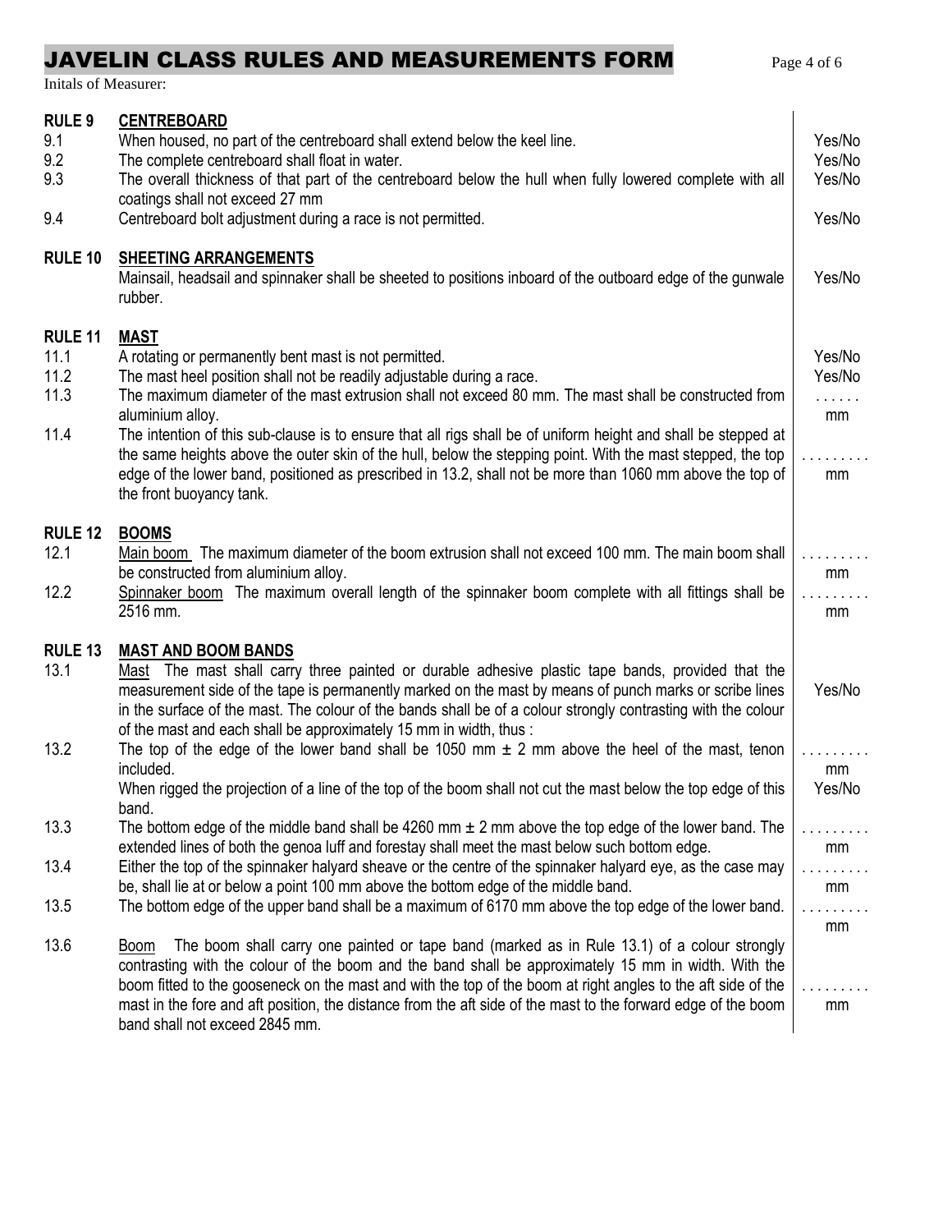# JAVELIN CLASS RULES AND MEASUREMENTS FORM

Initals of Measurer:

| | | |
|---|---|---|
| **RULE 9** | **CENTREBOARD** | |
| 9.1 | When housed, no part of the centreboard shall extend below the keel line. | Yes/No |
| 9.2 | The complete centreboard shall float in water. | Yes/No |
| 9.3 | The overall thickness of that part of the centreboard below the hull when fully lowered complete with all coatings shall not exceed 27 mm | Yes/No |
| 9.4 | Centreboard bolt adjustment during a race is not permitted. | Yes/No |
| **RULE 10** | **SHEETING ARRANGEMENTS** | |
| | Mainsail, headsail and spinnaker shall be sheeted to positions inboard of the outboard edge of the gunwale rubber. | Yes/No |
| **RULE 11** | **MAST** | |
| 11.1 | A rotating or permanently bent mast is not permitted. | Yes/No |
| 11.2 | The mast heel position shall not be readily adjustable during a race. | Yes/No |
| 11.3 | The maximum diameter of the mast extrusion shall not exceed 80 mm. The mast shall be constructed from aluminium alloy. | . . . . . . mm |
| 11.4 | The intention of this sub-clause is to ensure that all rigs shall be of uniform height and shall be stepped at the same heights above the outer skin of the hull, below the stepping point. With the mast stepped, the top edge of the lower band, positioned as prescribed in 13.2, shall not be more than 1060 mm above the top of the front buoyancy tank. | . . . . . . . . . mm |
| **RULE 12** | **BOOMS** | |
| 12.1 | Main boom The maximum diameter of the boom extrusion shall not exceed 100 mm. The main boom shall be constructed from aluminium alloy. | . . . . . . . . . mm |
| 12.2 | Spinnaker boom The maximum overall length of the spinnaker boom complete with all fittings shall be 2516 mm. | . . . . . . . . . mm |
| **RULE 13** | **MAST AND BOOM BANDS** | |
| 13.1 | Mast The mast shall carry three painted or durable adhesive plastic tape bands, provided that the measurement side of the tape is permanently marked on the mast by means of punch marks or scribe lines in the surface of the mast. The colour of the bands shall be of a colour strongly contrasting with the colour of the mast and each shall be approximately 15 mm in width, thus : | Yes/No |
| 13.2 | The top of the edge of the lower band shall be 1050 mm ± 2 mm above the heel of the mast, tenon included. | . . . . . . . . . mm |
| | When rigged the projection of a line of the top of the boom shall not cut the mast below the top edge of this band. | Yes/No |
| 13.3 | The bottom edge of the middle band shall be 4260 mm ± 2 mm above the top edge of the lower band. The extended lines of both the genoa luff and forestay shall meet the mast below such bottom edge. | . . . . . . . . . mm |
| 13.4 | Either the top of the spinnaker halyard sheave or the centre of the spinnaker halyard eye, as the case may be, shall lie at or below a point 100 mm above the bottom edge of the middle band. | . . . . . . . . . mm |
| 13.5 | The bottom edge of the upper band shall be a maximum of 6170 mm above the top edge of the lower band. | . . . . . . . . . mm |
| 13.6 | Boom The boom shall carry one painted or tape band (marked as in Rule 13.1) of a colour strongly contrasting with the colour of the boom and the band shall be approximately 15 mm in width. With the boom fitted to the gooseneck on the mast and with the top of the boom at right angles to the aft side of the mast in the fore and aft position, the distance from the aft side of the mast to the forward edge of the boom band shall not exceed 2845 mm. | . . . . . . . . . mm |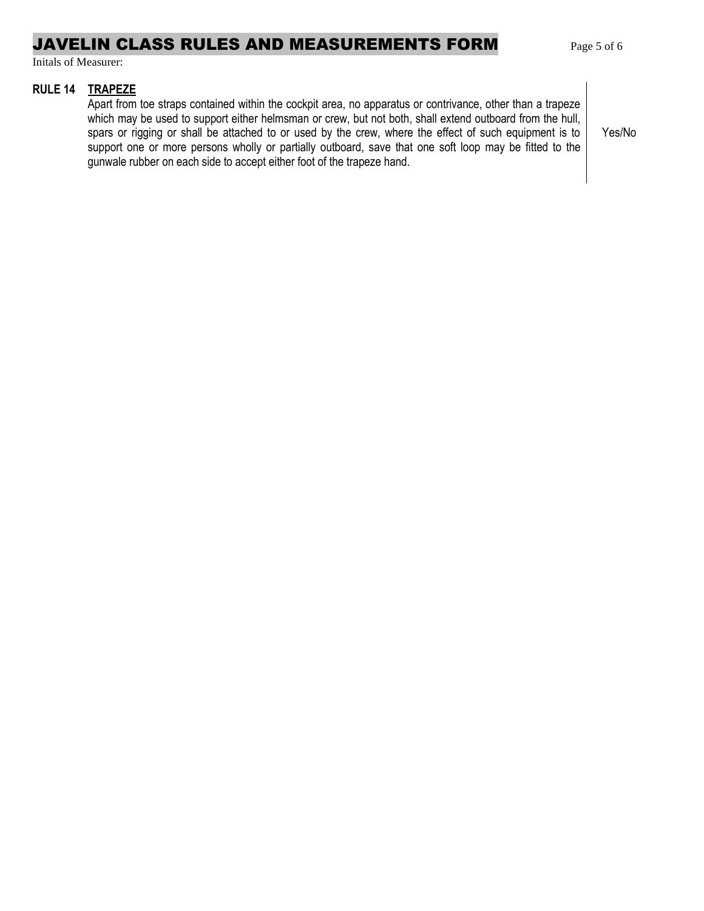# JAVELIN CLASS RULES AND MEASUREMENTS FORM

Initals of Measurer:

| | | |
|---|---|---|
| **RULE 14** | **TRAPEZE**<br>Apart from toe straps contained within the cockpit area, no apparatus or contrivance, other than a trapeze which may be used to support either helmsman or crew, but not both, shall extend outboard from the hull, spars or rigging or shall be attached to or used by the crew, where the effect of such equipment is to support one or more persons wholly or partially outboard, save that one soft loop may be fitted to the gunwale rubber on each side to accept either foot of the trapeze hand. | Yes/No |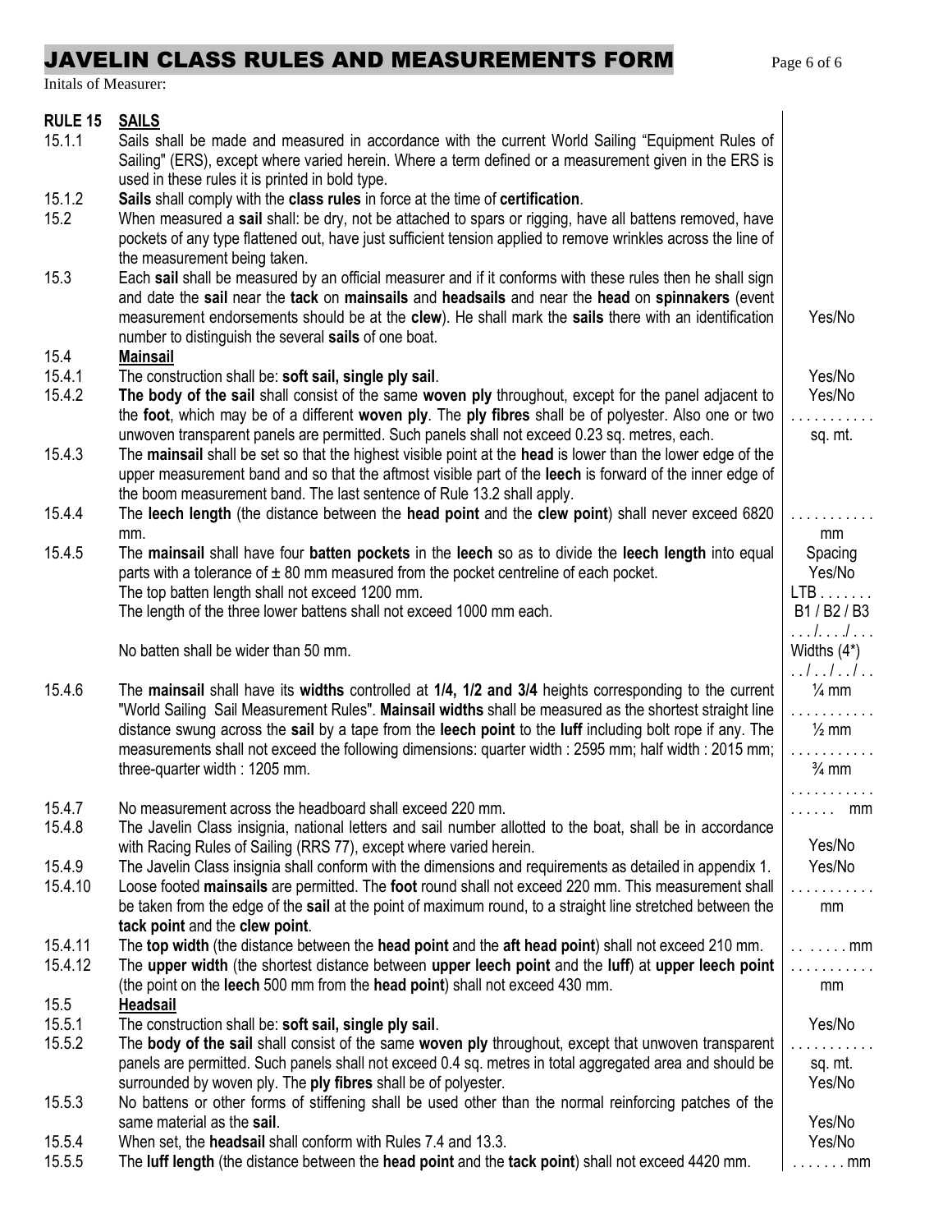# JAVELIN CLASS RULES AND MEASUREMENTS FORM

Initals of Measurer:

| | | |
|---|---|---|
| **RULE 15** | **SAILS** | |
| 15.1.1 | Sails shall be made and measured in accordance with the current World Sailing "Equipment Rules of Sailing" (ERS), except where varied herein. Where a term defined or a measurement given in the ERS is used in these rules it is printed in bold type. | |
| 15.1.2 | **Sails** shall comply with the **class rules** in force at the time of **certification**. | |
| 15.2 | When measured a **sail** shall: be dry, not be attached to spars or rigging, have all battens removed, have pockets of any type flattened out, have just sufficient tension applied to remove wrinkles across the line of the measurement being taken. | |
| 15.3 | Each **sail** shall be measured by an official measurer and if it conforms with these rules then he shall sign and date the **sail** near the **tack** on **mainsails** and **headsails** and near the **head** on **spinnakers** (event measurement endorsements should be at the **clew**). He shall mark the **sails** there with an identification number to distinguish the several **sails** of one boat. | Yes/No |
| 15.4 | **Mainsail** | |
| 15.4.1 | The construction shall be: **soft sail, single ply sail**. | Yes/No |
| 15.4.2 | **The body of the sail** shall consist of the same **woven ply** throughout, except for the panel adjacent to the **foot**, which may be of a different **woven ply**. The **ply fibres** shall be of polyester. Also one or two unwoven transparent panels are permitted. Such panels shall not exceed 0.23 sq. metres, each. | Yes/No<br>. . . . . . . . . . .<br>sq. mt. |
| 15.4.3 | The **mainsail** shall be set so that the highest visible point at the **head** is lower than the lower edge of the upper measurement band and so that the aftmost visible part of the **leech** is forward of the inner edge of the boom measurement band. The last sentence of Rule 13.2 shall apply. | |
| 15.4.4 | The **leech length** (the distance between the **head point** and the **clew point**) shall never exceed 6820 mm. | . . . . . . . . . . .<br>mm |
| 15.4.5 | The **mainsail** shall have four **batten pockets** in the **leech** so as to divide the **leech length** into equal parts with a tolerance of ± 80 mm measured from the pocket centreline of each pocket.<br>The top batten length shall not exceed 1200 mm.<br>The length of the three lower battens shall not exceed 1000 mm each.<br><br>No batten shall be wider than 50 mm. | Spacing<br>Yes/No<br>LTB . . . . . . .<br>B1 / B2 / B3<br>. . . /. . . ./ . . .<br>Widths (4*)<br>. . / . . / . . / . . |
| 15.4.6 | The **mainsail** shall have its **widths** controlled at **1/4, 1/2 and 3/4** heights corresponding to the current "World Sailing Sail Measurement Rules". **Mainsail widths** shall be measured as the shortest straight line distance swung across the **sail** by a tape from the **leech point** to the **luff** including bolt rope if any. The measurements shall not exceed the following dimensions: quarter width : 2595 mm; half width : 2015 mm; three-quarter width : 1205 mm. | ¼ mm<br>. . . . . . . . . . .<br>½ mm<br>. . . . . . . . . . .<br>¾ mm<br>. . . . . . . . . . . |
| 15.4.7 | No measurement across the headboard shall exceed 220 mm. | . . . . . . mm |
| 15.4.8 | The Javelin Class insignia, national letters and sail number allotted to the boat, shall be in accordance with Racing Rules of Sailing (RRS 77), except where varied herein. | Yes/No |
| 15.4.9 | The Javelin Class insignia shall conform with the dimensions and requirements as detailed in appendix 1. | Yes/No |
| 15.4.10 | Loose footed **mainsails** are permitted. The **foot** round shall not exceed 220 mm. This measurement shall be taken from the edge of the **sail** at the point of maximum round, to a straight line stretched between the **tack point** and the **clew point**. | . . . . . . . . . . .<br>mm |
| 15.4.11 | The **top width** (the distance between the **head point** and the **aft head point**) shall not exceed 210 mm. | . . . . . . . mm |
| 15.4.12 | The **upper width** (the shortest distance between **upper leech point** and the **luff**) at **upper leech point** (the point on the **leech** 500 mm from the **head point**) shall not exceed 430 mm. | . . . . . . . . . . .<br>mm |
| 15.5 | **Headsail** | |
| 15.5.1 | The construction shall be: **soft sail, single ply sail**. | Yes/No |
| 15.5.2 | The **body of the sail** shall consist of the same **woven ply** throughout, except that unwoven transparent panels are permitted. Such panels shall not exceed 0.4 sq. metres in total aggregated area and should be surrounded by woven ply. The **ply fibres** shall be of polyester. | . . . . . . . . . . .<br>sq. mt.<br>Yes/No |
| 15.5.3 | No battens or other forms of stiffening shall be used other than the normal reinforcing patches of the same material as the **sail**. | Yes/No |
| 15.5.4 | When set, the **headsail** shall conform with Rules 7.4 and 13.3. | Yes/No |
| 15.5.5 | The **luff length** (the distance between the **head point** and the **tack point**) shall not exceed 4420 mm. | . . . . . . . mm |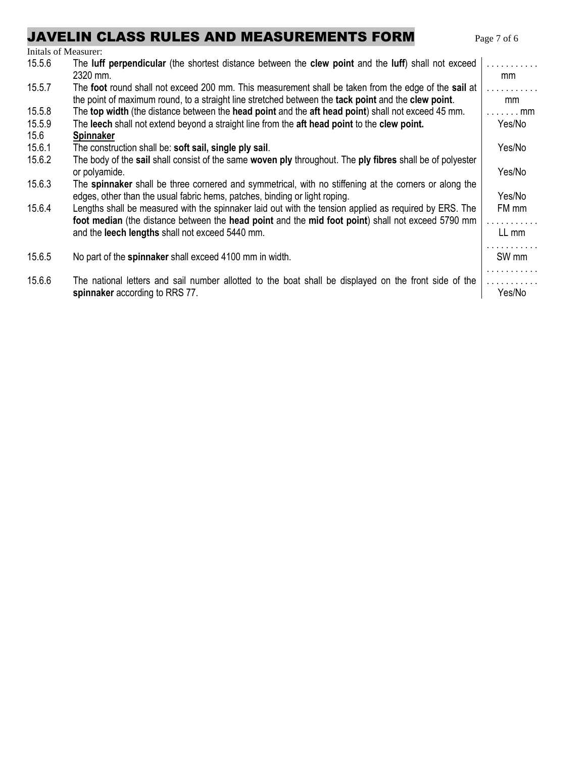Initals of Measurer:

| | | |
|---|---|---|
| 15.5.6 | The **luff perpendicular** (the shortest distance between the **clew point** and the **luff**) shall not exceed 2320 mm. | . . . . . . . . . . . mm |
| 15.5.7 | The **foot** round shall not exceed 200 mm. This measurement shall be taken from the edge of the **sail** at the point of maximum round, to a straight line stretched between the **tack point** and the **clew point**. | . . . . . . . . . . . mm |
| 15.5.8 | The **top width** (the distance between the **head point** and the **aft head point**) shall not exceed 45 mm. | . . . . . . . mm |
| 15.5.9 | The **leech** shall not extend beyond a straight line from the **aft head point** to the **clew point.** | Yes/No |
| 15.6 | **Spinnaker** | |
| 15.6.1 | The construction shall be: **soft sail, single ply sail**. | Yes/No |
| 15.6.2 | The body of the **sail** shall consist of the same **woven ply** throughout. The **ply fibres** shall be of polyester or polyamide. | Yes/No |
| 15.6.3 | The **spinnaker** shall be three cornered and symmetrical, with no stiffening at the corners or along the edges, other than the usual fabric hems, patches, binding or light roping. | Yes/No |
| 15.6.4 | Lengths shall be measured with the spinnaker laid out with the tension applied as required by ERS. The **foot median** (the distance between the **head point** and the **mid foot point**) shall not exceed 5790 mm and the **leech lengths** shall not exceed 5440 mm. | FM mm . . . . . . . . . . . LL mm . . . . . . . . . . . |
| 15.6.5 | No part of the **spinnaker** shall exceed 4100 mm in width. | SW mm . . . . . . . . . . . |
| 15.6.6 | The national letters and sail number allotted to the boat shall be displayed on the front side of the **spinnaker** according to RRS 77. | . . . . . . . . . . . Yes/No |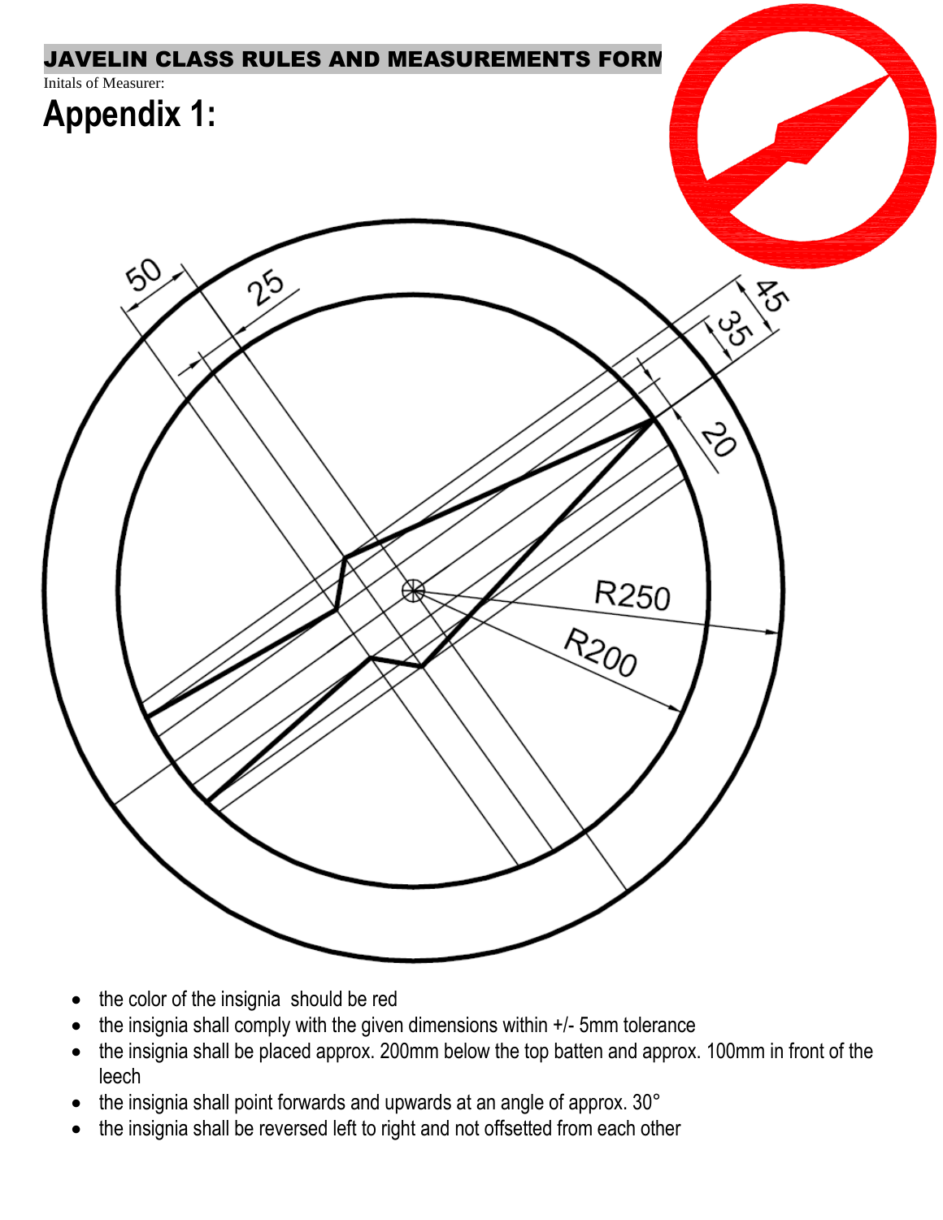**JAVELIN CLASS RULES AND MEASUREMENTS FORM**

Initals of Measurer:

# Appendix 1:

50
25
45
35
20
R250
R200

- the color of the insignia should be red
- the insignia shall comply with the given dimensions within +/- 5mm tolerance
- the insignia shall be placed approx. 200mm below the top batten and approx. 100mm in front of the leech
- the insignia shall point forwards and upwards at an angle of approx. 30°
- the insignia shall be reversed left to right and not offsetted from each other